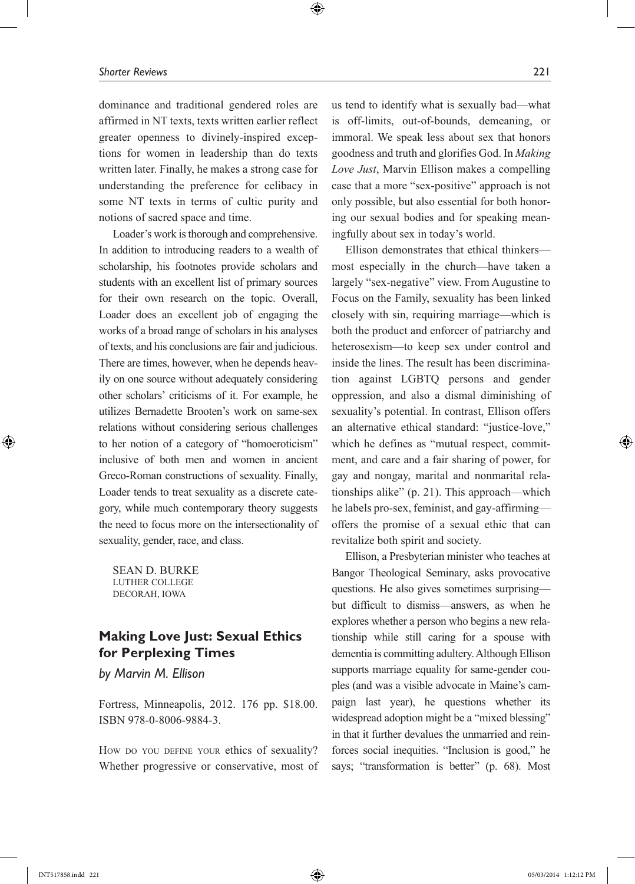dominance and traditional gendered roles are affirmed in NT texts, texts written earlier reflect greater openness to divinely-inspired exceptions for women in leadership than do texts written later. Finally, he makes a strong case for understanding the preference for celibacy in some NT texts in terms of cultic purity and notions of sacred space and time.

Loader's work is thorough and comprehensive. In addition to introducing readers to a wealth of scholarship, his footnotes provide scholars and students with an excellent list of primary sources for their own research on the topic. Overall, Loader does an excellent job of engaging the works of a broad range of scholars in his analyses of texts, and his conclusions are fair and judicious. There are times, however, when he depends heavily on one source without adequately considering other scholars' criticisms of it. For example, he utilizes Bernadette Brooten's work on same-sex relations without considering serious challenges to her notion of a category of "homoeroticism" inclusive of both men and women in ancient Greco-Roman constructions of sexuality. Finally, Loader tends to treat sexuality as a discrete category, while much contemporary theory suggests the need to focus more on the intersectionality of sexuality, gender, race, and class.

SEAN D. BURKE
LUTHER COLLEGE
DECORAH, IOWA

## Making Love Just: Sexual Ethics for Perplexing Times

*by Marvin M. Ellison*

Fortress, Minneapolis, 2012. 176 pp. $18.00. ISBN 978-0-8006-9884-3.

HOW DO YOU DEFINE YOUR ethics of sexuality? Whether progressive or conservative, most of us tend to identify what is sexually bad—what is off-limits, out-of-bounds, demeaning, or immoral. We speak less about sex that honors goodness and truth and glorifies God. In *Making Love Just*, Marvin Ellison makes a compelling case that a more "sex-positive" approach is not only possible, but also essential for both honoring our sexual bodies and for speaking meaningfully about sex in today's world.

Ellison demonstrates that ethical thinkers—most especially in the church—have taken a largely "sex-negative" view. From Augustine to Focus on the Family, sexuality has been linked closely with sin, requiring marriage—which is both the product and enforcer of patriarchy and heterosexism—to keep sex under control and inside the lines. The result has been discrimination against LGBTQ persons and gender oppression, and also a dismal diminishing of sexuality's potential. In contrast, Ellison offers an alternative ethical standard: "justice-love," which he defines as "mutual respect, commitment, and care and a fair sharing of power, for gay and nongay, marital and nonmarital relationships alike" (p. 21). This approach—which he labels pro-sex, feminist, and gay-affirming—offers the promise of a sexual ethic that can revitalize both spirit and society.

Ellison, a Presbyterian minister who teaches at Bangor Theological Seminary, asks provocative questions. He also gives sometimes surprising—but difficult to dismiss—answers, as when he explores whether a person who begins a new relationship while still caring for a spouse with dementia is committing adultery. Although Ellison supports marriage equality for same-gender couples (and was a visible advocate in Maine's campaign last year), he questions whether its widespread adoption might be a "mixed blessing" in that it further devalues the unmarried and reinforces social inequities. "Inclusion is good," he says; "transformation is better" (p. 68). Most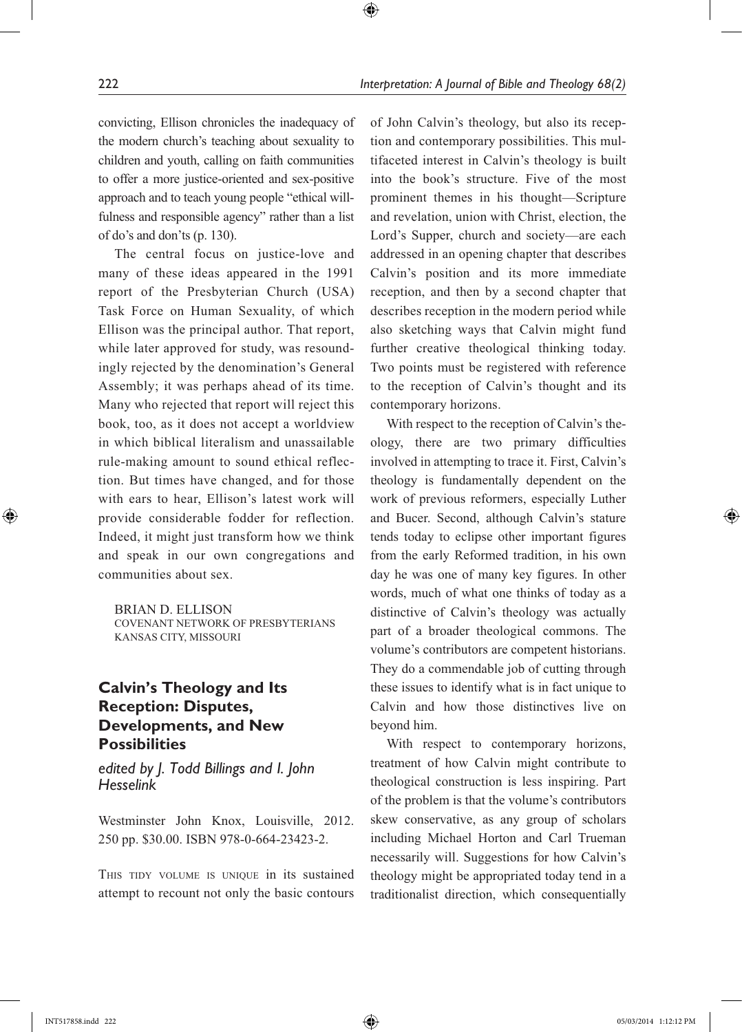convicting, Ellison chronicles the inadequacy of the modern church's teaching about sexuality to children and youth, calling on faith communities to offer a more justice-oriented and sex-positive approach and to teach young people "ethical willfulness and responsible agency" rather than a list of do's and don'ts (p. 130).

The central focus on justice-love and many of these ideas appeared in the 1991 report of the Presbyterian Church (USA) Task Force on Human Sexuality, of which Ellison was the principal author. That report, while later approved for study, was resoundingly rejected by the denomination's General Assembly; it was perhaps ahead of its time. Many who rejected that report will reject this book, too, as it does not accept a worldview in which biblical literalism and unassailable rule-making amount to sound ethical reflection. But times have changed, and for those with ears to hear, Ellison's latest work will provide considerable fodder for reflection. Indeed, it might just transform how we think and speak in our own congregations and communities about sex.

BRIAN D. ELLISON
COVENANT NETWORK OF PRESBYTERIANS
KANSAS CITY, MISSOURI

## Calvin's Theology and Its Reception: Disputes, Developments, and New Possibilities

*edited by J. Todd Billings and I. John Hesselink*

Westminster John Knox, Louisville, 2012. 250 pp. $30.00. ISBN 978-0-664-23423-2.

THIS TIDY VOLUME IS UNIQUE in its sustained attempt to recount not only the basic contours of John Calvin's theology, but also its reception and contemporary possibilities. This multifaceted interest in Calvin's theology is built into the book's structure. Five of the most prominent themes in his thought—Scripture and revelation, union with Christ, election, the Lord's Supper, church and society—are each addressed in an opening chapter that describes Calvin's position and its more immediate reception, and then by a second chapter that describes reception in the modern period while also sketching ways that Calvin might fund further creative theological thinking today. Two points must be registered with reference to the reception of Calvin's thought and its contemporary horizons.

With respect to the reception of Calvin's theology, there are two primary difficulties involved in attempting to trace it. First, Calvin's theology is fundamentally dependent on the work of previous reformers, especially Luther and Bucer. Second, although Calvin's stature tends today to eclipse other important figures from the early Reformed tradition, in his own day he was one of many key figures. In other words, much of what one thinks of today as a distinctive of Calvin's theology was actually part of a broader theological commons. The volume's contributors are competent historians. They do a commendable job of cutting through these issues to identify what is in fact unique to Calvin and how those distinctives live on beyond him.

With respect to contemporary horizons, treatment of how Calvin might contribute to theological construction is less inspiring. Part of the problem is that the volume's contributors skew conservative, as any group of scholars including Michael Horton and Carl Trueman necessarily will. Suggestions for how Calvin's theology might be appropriated today tend in a traditionalist direction, which consequentially